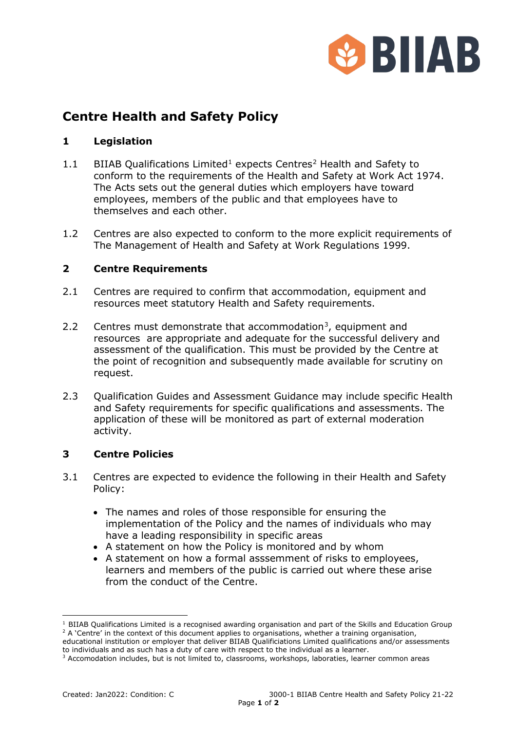# Centre Health and Safety Policy

## 1 Legislation

1.1 BIIAB Qualifications Limited[1] expects Centres[2] Health and Safety to conform to the requirements of the Health and Safety at Work Act 1974. The Acts sets out the general duties which employers have toward employees, members of the public and that employees have to themselves and each other.

1.2 Centres are also expected to conform to the more explicit requirements of The Management of Health and Safety at Work Regulations 1999.

## 2 Centre Requirements

2.1 Centres are required to confirm that accommodation, equipment and resources meet statutory Health and Safety requirements.

2.2 Centres must demonstrate that accommodation[3], equipment and resources are appropriate and adequate for the successful delivery and assessment of the qualification. This must be provided by the Centre at the point of recognition and subsequently made available for scrutiny on request.

2.3 Qualification Guides and Assessment Guidance may include specific Health and Safety requirements for specific qualifications and assessments. The application of these will be monitored as part of external moderation activity.

## 3 Centre Policies

3.1 Centres are expected to evidence the following in their Health and Safety Policy:

- The names and roles of those responsible for ensuring the implementation of the Policy and the names of individuals who may have a leading responsibility in specific areas
- A statement on how the Policy is monitored and by whom
- A statement on how a formal asssessment of risks to employees, learners and members of the public is carried out where these arise from the conduct of the Centre.

---

[1] BIIAB Qualifications Limited is a recognised awarding organisation and part of the Skills and Education Group

[2] A 'Centre' in the context of this document applies to organisations, whether a training organisation, educational institution or employer that deliver BIIAB Qualificiations Limited qualifications and/or assessments to individuals and as such has a duty of care with respect to the individual as a learner.

[3] Accomodation includes, but is not limited to, classrooms, workshops, laboraties, learner common areas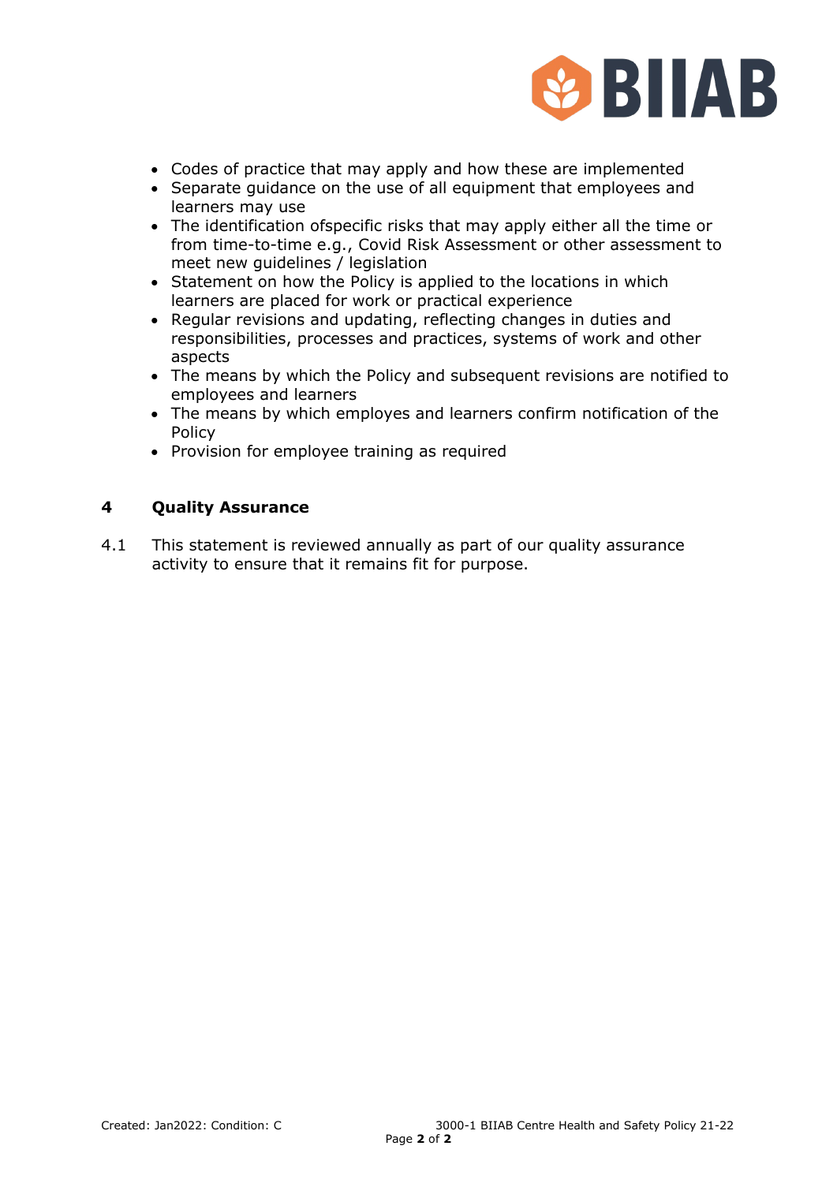- Codes of practice that may apply and how these are implemented
- Separate guidance on the use of all equipment that employees and learners may use
- The identification ofspecific risks that may apply either all the time or from time-to-time e.g., Covid Risk Assessment or other assessment to meet new guidelines / legislation
- Statement on how the Policy is applied to the locations in which learners are placed for work or practical experience
- Regular revisions and updating, reflecting changes in duties and responsibilities, processes and practices, systems of work and other aspects
- The means by which the Policy and subsequent revisions are notified to employees and learners
- The means by which employes and learners confirm notification of the Policy
- Provision for employee training as required

## 4 Quality Assurance

4.1 This statement is reviewed annually as part of our quality assurance activity to ensure that it remains fit for purpose.